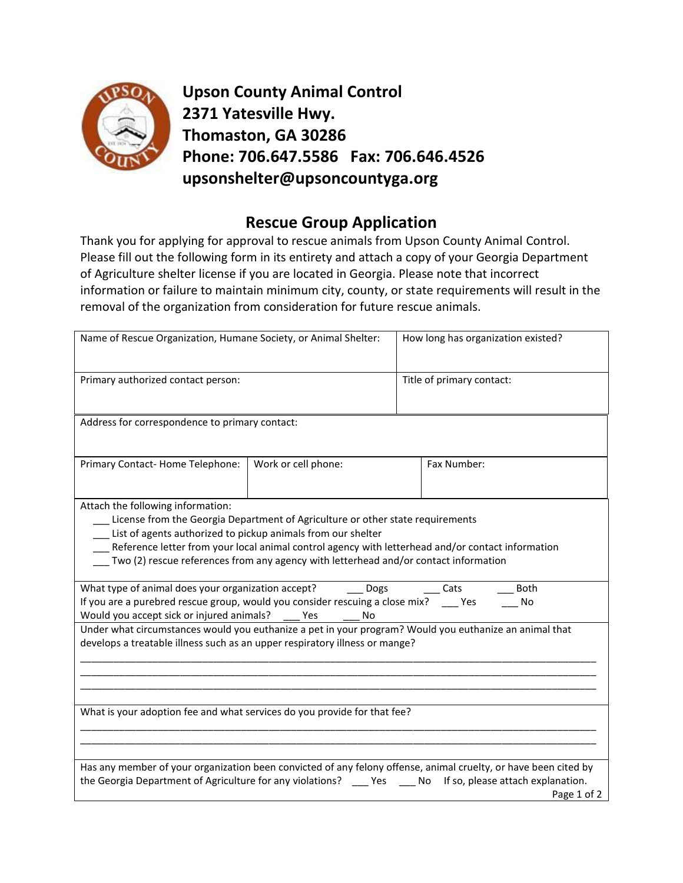**Upson County Animal Control**
**2371 Yatesville Hwy.**
**Thomaston, GA 30286**
**Phone: 706.647.5586 Fax: 706.646.4526**
**upsonshelter@upsoncountyga.org**

## Rescue Group Application

Thank you for applying for approval to rescue animals from Upson County Animal Control. Please fill out the following form in its entirety and attach a copy of your Georgia Department of Agriculture shelter license if you are located in Georgia. Please note that incorrect information or failure to maintain minimum city, county, or state requirements will result in the removal of the organization from consideration for future rescue animals.

| Name of Rescue Organization, Humane Society, or Animal Shelter: | How long has organization existed? |
|---|---|
| Primary authorized contact person: | Title of primary contact: |

Address for correspondence to primary contact:

| Primary Contact- Home Telephone: | Work or cell phone: | Fax Number: |
|---|---|---|
| | | |

Attach the following information:

___ License from the Georgia Department of Agriculture or other state requirements
___ List of agents authorized to pickup animals from our shelter
___ Reference letter from your local animal control agency with letterhead and/or contact information
___ Two (2) rescue references from any agency with letterhead and/or contact information

What type of animal does your organization accept? ___ Dogs ___ Cats ___ Both
If you are a purebred rescue group, would you consider rescuing a close mix? ___ Yes ___ No
Would you accept sick or injured animals? ___ Yes ___ No

Under what circumstances would you euthanize a pet in your program? Would you euthanize an animal that develops a treatable illness such as an upper respiratory illness or mange?

_______________________________________________________________________________________
_______________________________________________________________________________________
_______________________________________________________________________________________

What is your adoption fee and what services do you provide for that fee?

_______________________________________________________________________________________
_______________________________________________________________________________________

Has any member of your organization been convicted of any felony offense, animal cruelty, or have been cited by the Georgia Department of Agriculture for any violations? ___ Yes ___ No If so, please attach explanation.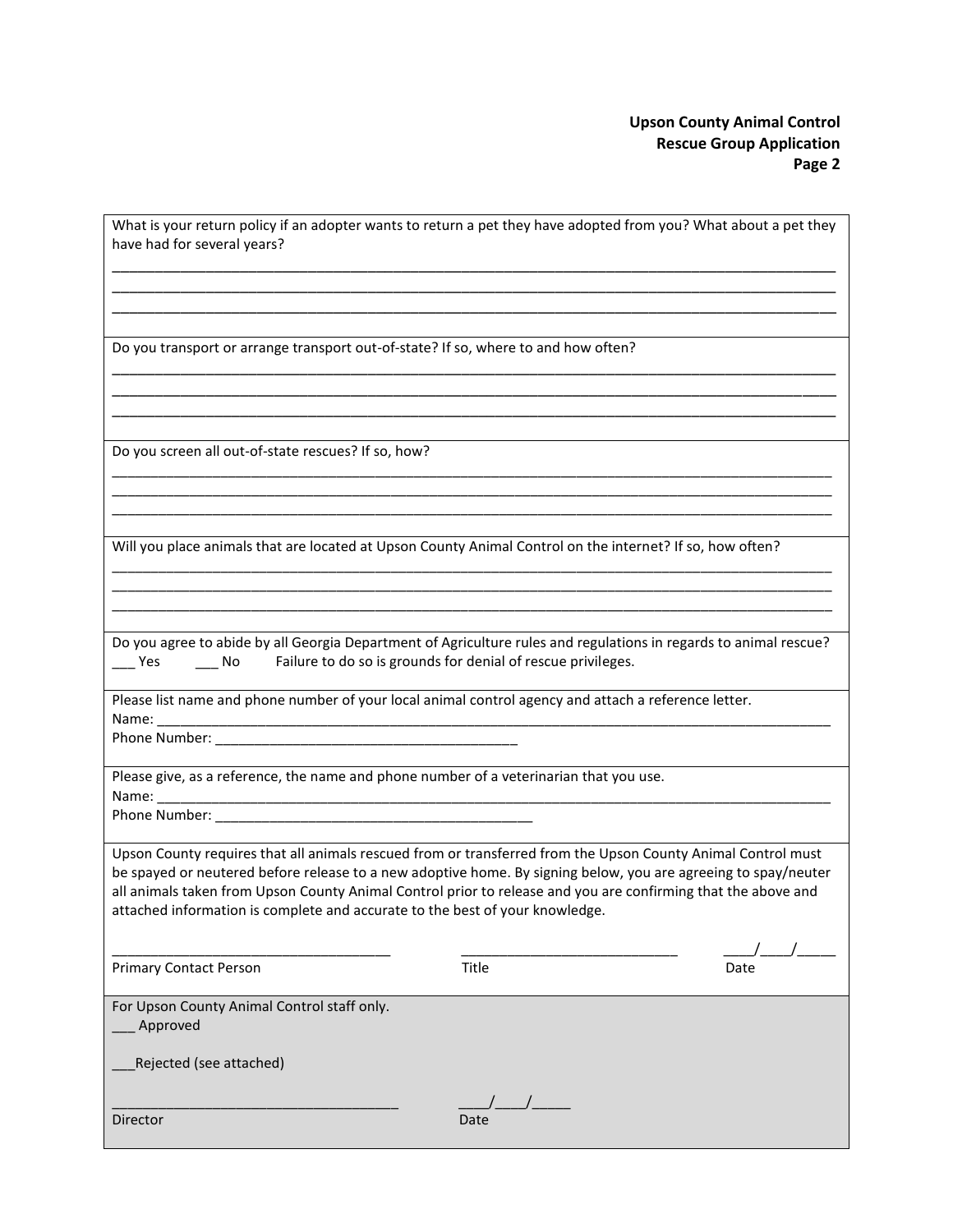**Upson County Animal Control**
**Rescue Group Application**
**Page 2**

What is your return policy if an adopter wants to return a pet they have adopted from you? What about a pet they have had for several years?

_______________________________________________________________________________________________

_______________________________________________________________________________________________

_______________________________________________________________________________________________

Do you transport or arrange transport out-of-state? If so, where to and how often?

_______________________________________________________________________________________________

_______________________________________________________________________________________________

_______________________________________________________________________________________________

Do you screen all out-of-state rescues? If so, how?

_______________________________________________________________________________________________

_______________________________________________________________________________________________

_______________________________________________________________________________________________

Will you place animals that are located at Upson County Animal Control on the internet? If so, how often?

_______________________________________________________________________________________________

_______________________________________________________________________________________________

_______________________________________________________________________________________________

Do you agree to abide by all Georgia Department of Agriculture rules and regulations in regards to animal rescue?
___ Yes ___ No Failure to do so is grounds for denial of rescue privileges.

Please list name and phone number of your local animal control agency and attach a reference letter.
Name: _______________________________________________________________________________________
Phone Number: ________________________________________

Please give, as a reference, the name and phone number of a veterinarian that you use.
Name: _______________________________________________________________________________________
Phone Number: __________________________________________

Upson County requires that all animals rescued from or transferred from the Upson County Animal Control must be spayed or neutered before release to a new adoptive home. By signing below, you are agreeing to spay/neuter all animals taken from Upson County Animal Control prior to release and you are confirming that the above and attached information is complete and accurate to the best of your knowledge.

| | | |
|---|---|---|
| ____________________________________ | ____________________________ | ____/____/_____ |
| Primary Contact Person | Title | Date |

For Upson County Animal Control staff only.
___ Approved

___Rejected (see attached)

| | |
|---|---|
| ______________________________________ | ____/____/_____ |
| Director | Date |